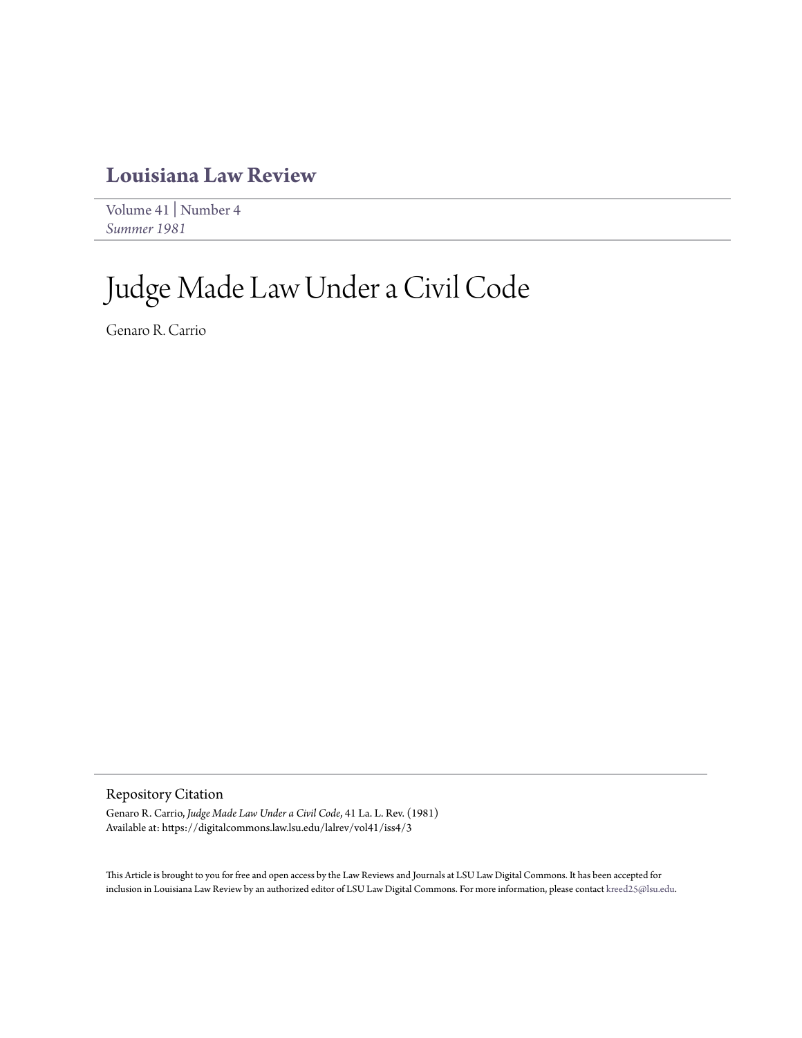# Louisiana Law Review

Volume 41 | Number 4
*Summer 1981*

# Judge Made Law Under a Civil Code

Genaro R. Carrio

## Repository Citation

Genaro R. Carrio, *Judge Made Law Under a Civil Code*, 41 La. L. Rev. (1981)
Available at: https://digitalcommons.law.lsu.edu/lalrev/vol41/iss4/3

This Article is brought to you for free and open access by the Law Reviews and Journals at LSU Law Digital Commons. It has been accepted for inclusion in Louisiana Law Review by an authorized editor of LSU Law Digital Commons. For more information, please contact kreed25@lsu.edu.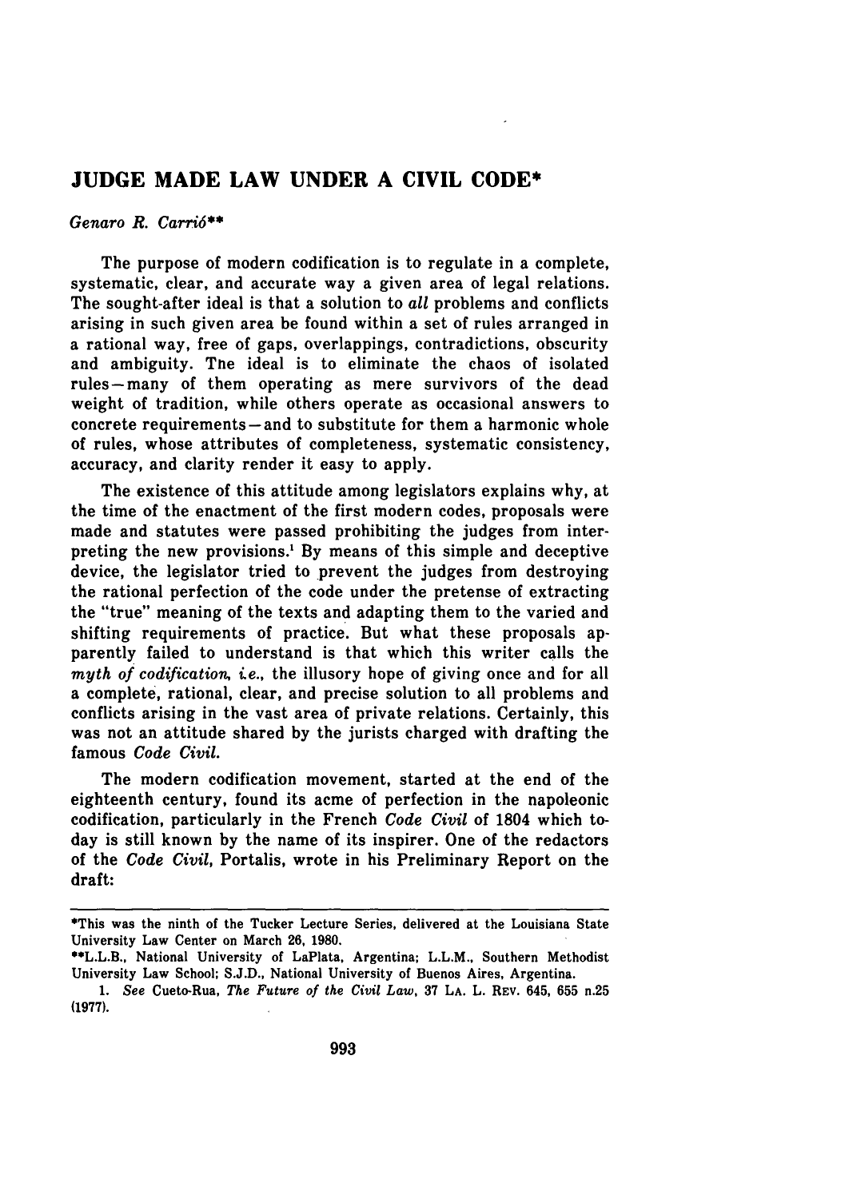# JUDGE MADE LAW UNDER A CIVIL CODE*

*Genaro R. Carrió***

The purpose of modern codification is to regulate in a complete, systematic, clear, and accurate way a given area of legal relations. The sought-after ideal is that a solution to *all* problems and conflicts arising in such given area be found within a set of rules arranged in a rational way, free of gaps, overlappings, contradictions, obscurity and ambiguity. The ideal is to eliminate the chaos of isolated rules—many of them operating as mere survivors of the dead weight of tradition, while others operate as occasional answers to concrete requirements—and to substitute for them a harmonic whole of rules, whose attributes of completeness, systematic consistency, accuracy, and clarity render it easy to apply.

The existence of this attitude among legislators explains why, at the time of the enactment of the first modern codes, proposals were made and statutes were passed prohibiting the judges from interpreting the new provisions.[1] By means of this simple and deceptive device, the legislator tried to prevent the judges from destroying the rational perfection of the code under the pretense of extracting the "true" meaning of the texts and adapting them to the varied and shifting requirements of practice. But what these proposals apparently failed to understand is that which this writer calls the *myth of codification, i.e.*, the illusory hope of giving once and for all a complete, rational, clear, and precise solution to all problems and conflicts arising in the vast area of private relations. Certainly, this was not an attitude shared by the jurists charged with drafting the famous *Code Civil*.

The modern codification movement, started at the end of the eighteenth century, found its acme of perfection in the napoleonic codification, particularly in the French *Code Civil* of 1804 which today is still known by the name of its inspirer. One of the redactors of the *Code Civil*, Portalis, wrote in his Preliminary Report on the draft:

---

*This was the ninth of the Tucker Lecture Series, delivered at the Louisiana State University Law Center on March 26, 1980.

**L.L.B., National University of LaPlata, Argentina; L.L.M., Southern Methodist University Law School; S.J.D., National University of Buenos Aires, Argentina.

1. *See* Cueto-Rua, *The Future of the Civil Law*, 37 LA. L. REV. 645, 655 n.25 (1977).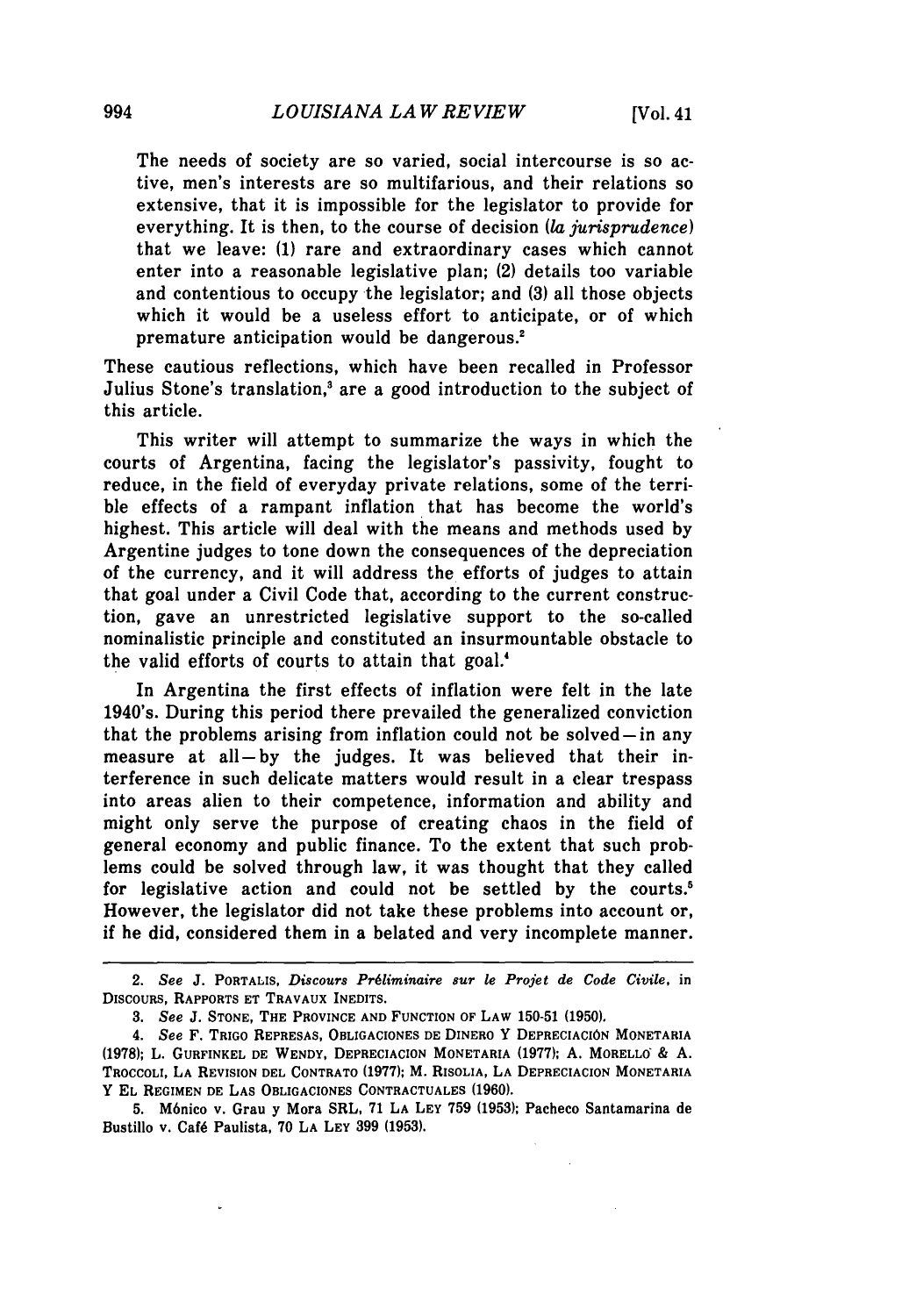> The needs of society are so varied, social intercourse is so active, men's interests are so multifarious, and their relations so extensive, that it is impossible for the legislator to provide for everything. It is then, to the course of decision (*la jurisprudence*) that we leave: (1) rare and extraordinary cases which cannot enter into a reasonable legislative plan; (2) details too variable and contentious to occupy the legislator; and (3) all those objects which it would be a useless effort to anticipate, or of which premature anticipation would be dangerous.[2]

These cautious reflections, which have been recalled in Professor Julius Stone's translation,[3] are a good introduction to the subject of this article.

This writer will attempt to summarize the ways in which the courts of Argentina, facing the legislator's passivity, fought to reduce, in the field of everyday private relations, some of the terrible effects of a rampant inflation that has become the world's highest. This article will deal with the means and methods used by Argentine judges to tone down the consequences of the depreciation of the currency, and it will address the efforts of judges to attain that goal under a Civil Code that, according to the current construction, gave an unrestricted legislative support to the so-called nominalistic principle and constituted an insurmountable obstacle to the valid efforts of courts to attain that goal.[4]

In Argentina the first effects of inflation were felt in the late 1940's. During this period there prevailed the generalized conviction that the problems arising from inflation could not be solved—in any measure at all—by the judges. It was believed that their interference in such delicate matters would result in a clear trespass into areas alien to their competence, information and ability and might only serve the purpose of creating chaos in the field of general economy and public finance. To the extent that such problems could be solved through law, it was thought that they called for legislative action and could not be settled by the courts.[5] However, the legislator did not take these problems into account or, if he did, considered them in a belated and very incomplete manner.

---

2. *See* J. Portalis, *Discours Préliminaire sur le Projet de Code Civile*, in Discours, Rapports et Travaux Inedits.

3. *See* J. Stone, The Province and Function of Law 150-51 (1950).

4. *See* F. Trigo Represas, Obligaciones de Dinero y Depreciación Monetaria (1978); L. Gurfinkel de Wendy, Depreciacion Monetaria (1977); A. Morello & A. Troccoli, La Revision del Contrato (1977); M. Risolia, La Depreciacion Monetaria y El Regimen de Las Obligaciones Contractuales (1960).

5. Mónico v. Grau y Mora SRL, 71 La Ley 759 (1953); Pacheco Santamarina de Bustillo v. Café Paulista, 70 La Ley 399 (1953).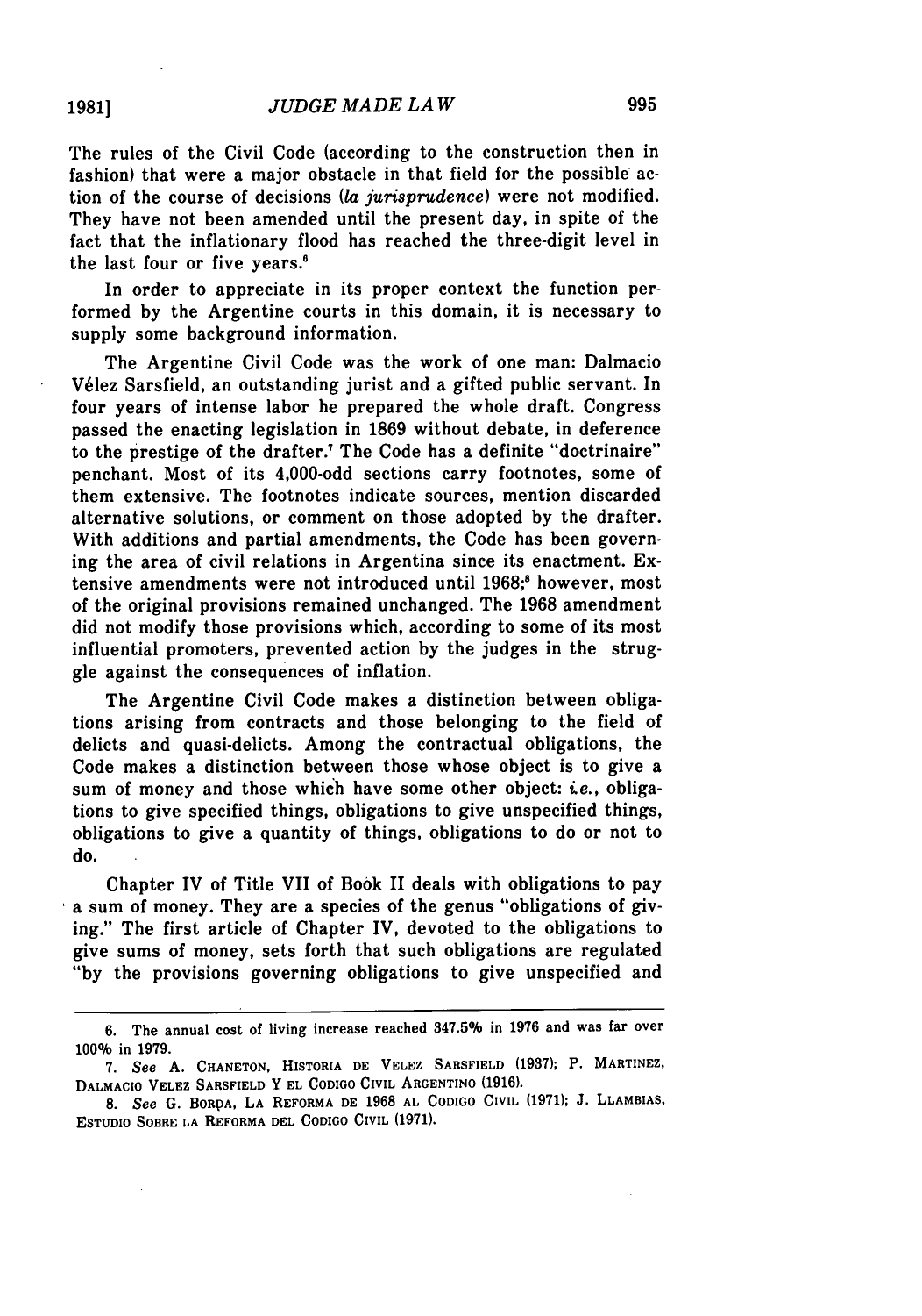The rules of the Civil Code (according to the construction then in fashion) that were a major obstacle in that field for the possible action of the course of decisions (*la jurisprudence*) were not modified. They have not been amended until the present day, in spite of the fact that the inflationary flood has reached the three-digit level in the last four or five years.[6]

In order to appreciate in its proper context the function performed by the Argentine courts in this domain, it is necessary to supply some background information.

The Argentine Civil Code was the work of one man: Dalmacio Vélez Sarsfield, an outstanding jurist and a gifted public servant. In four years of intense labor he prepared the whole draft. Congress passed the enacting legislation in 1869 without debate, in deference to the prestige of the drafter.[7] The Code has a definite "doctrinaire" penchant. Most of its 4,000-odd sections carry footnotes, some of them extensive. The footnotes indicate sources, mention discarded alternative solutions, or comment on those adopted by the drafter. With additions and partial amendments, the Code has been governing the area of civil relations in Argentina since its enactment. Extensive amendments were not introduced until 1968;[8] however, most of the original provisions remained unchanged. The 1968 amendment did not modify those provisions which, according to some of its most influential promoters, prevented action by the judges in the struggle against the consequences of inflation.

The Argentine Civil Code makes a distinction between obligations arising from contracts and those belonging to the field of delicts and quasi-delicts. Among the contractual obligations, the Code makes a distinction between those whose object is to give a sum of money and those which have some other object: *i.e.*, obligations to give specified things, obligations to give unspecified things, obligations to give a quantity of things, obligations to do or not to do.

Chapter IV of Title VII of Book II deals with obligations to pay a sum of money. They are a species of the genus "obligations of giving." The first article of Chapter IV, devoted to the obligations to give sums of money, sets forth that such obligations are regulated "by the provisions governing obligations to give unspecified and

---

6. The annual cost of living increase reached 347.5% in 1976 and was far over 100% in 1979.

7. *See* A. CHANETON, HISTORIA DE VELEZ SARSFIELD (1937); P. MARTINEZ, DALMACIO VELEZ SARSFIELD Y EL CODIGO CIVIL ARGENTINO (1916).

8. *See* G. BORDA, LA REFORMA DE 1968 AL CODIGO CIVIL (1971); J. LLAMBIAS, ESTUDIO SOBRE LA REFORMA DEL CODIGO CIVIL (1971).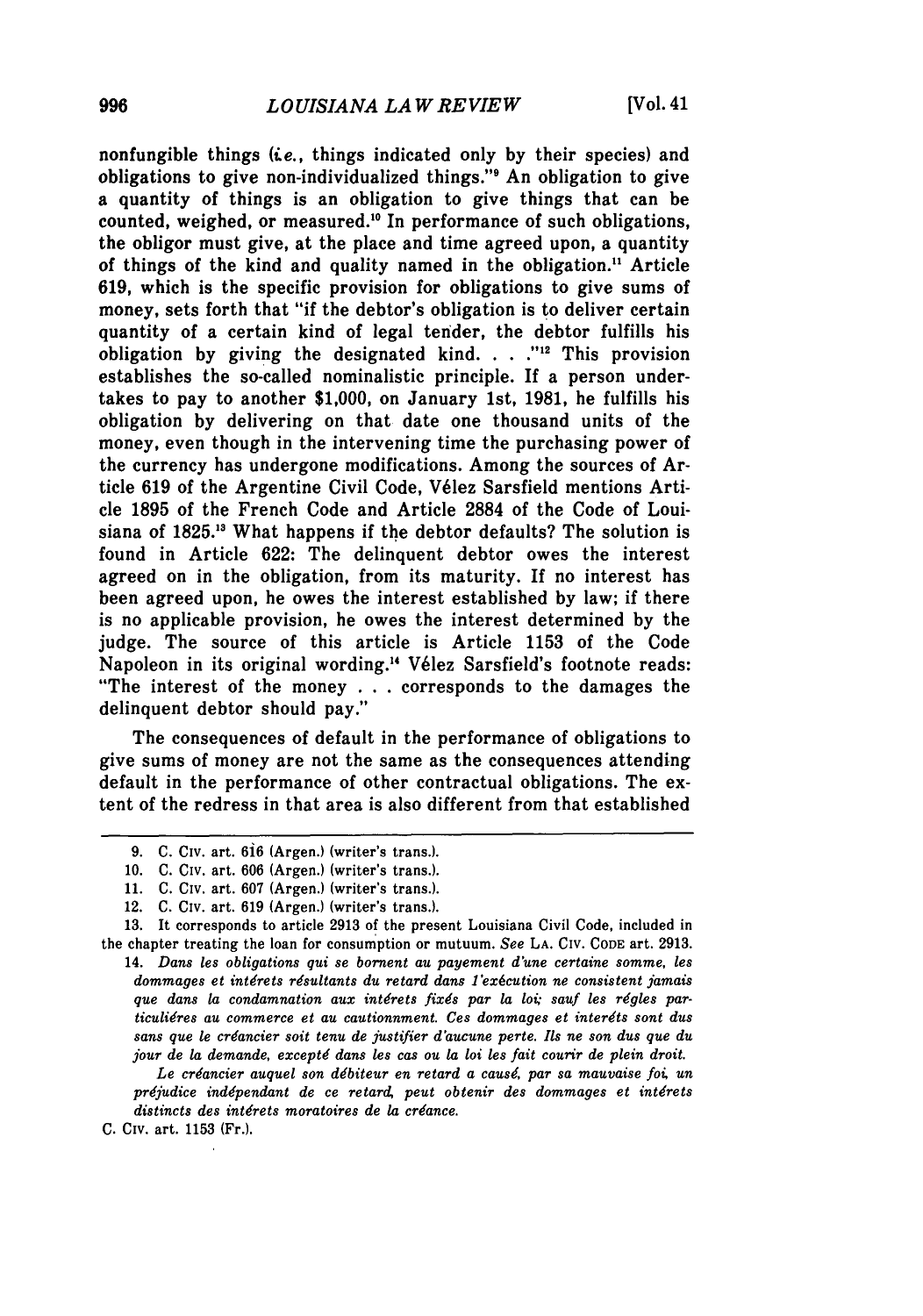nonfungible things (*i.e.*, things indicated only by their species) and obligations to give non-individualized things."[9] An obligation to give a quantity of things is an obligation to give things that can be counted, weighed, or measured.[10] In performance of such obligations, the obligor must give, at the place and time agreed upon, a quantity of things of the kind and quality named in the obligation.[11] Article 619, which is the specific provision for obligations to give sums of money, sets forth that "if the debtor's obligation is to deliver certain quantity of a certain kind of legal tender, the debtor fulfills his obligation by giving the designated kind. . . ."[12] This provision establishes the so-called nominalistic principle. If a person undertakes to pay to another $1,000, on January 1st, 1981, he fulfills his obligation by delivering on that date one thousand units of the money, even though in the intervening time the purchasing power of the currency has undergone modifications. Among the sources of Article 619 of the Argentine Civil Code, Vélez Sarsfield mentions Article 1895 of the French Code and Article 2884 of the Code of Louisiana of 1825.[13] What happens if the debtor defaults? The solution is found in Article 622: The delinquent debtor owes the interest agreed on in the obligation, from its maturity. If no interest has been agreed upon, he owes the interest established by law; if there is no applicable provision, he owes the interest determined by the judge. The source of this article is Article 1153 of the Code Napoleon in its original wording.[14] Vélez Sarsfield's footnote reads: "The interest of the money . . . corresponds to the damages the delinquent debtor should pay."

The consequences of default in the performance of obligations to give sums of money are not the same as the consequences attending default in the performance of other contractual obligations. The extent of the redress in that area is also different from that established

---

9. C. Civ. art. 616 (Argen.) (writer's trans.).

10. C. Civ. art. 606 (Argen.) (writer's trans.).

11. C. Civ. art. 607 (Argen.) (writer's trans.).

12. C. Civ. art. 619 (Argen.) (writer's trans.).

13. It corresponds to article 2913 of the present Louisiana Civil Code, included in the chapter treating the loan for consumption or mutuum. *See* La. Civ. Code art. 2913.

14. *Dans les obligations qui se bornent au payement d'une certaine somme, les dommages et intérets résultants du retard dans l'exécution ne consistent jamais que dans la condamnation aux intérets fixés par la loi; sauf les régles particuliéres au commerce et au cautionnment. Ces dommages et interéts sont dus sans que le créancier soit tenu de justifier d'aucune perte. Ils ne son dus que du jour de la demande, excepté dans les cas ou la loi les fait courir de plein droit.*

*Le créancier auquel son débiteur en retard a causé, par sa mauvaise foi, un préjudice indépendant de ce retard, peut obtenir des dommages et intérets distincts des intérets moratoires de la créance.*

C. Civ. art. 1153 (Fr.).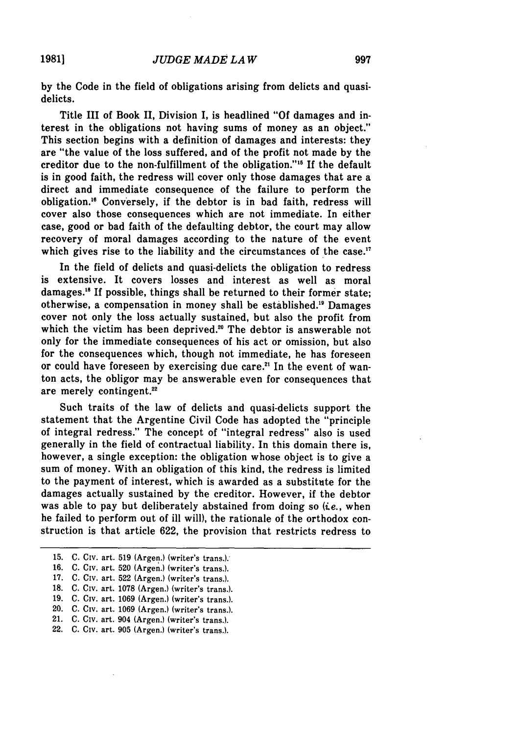by the Code in the field of obligations arising from delicts and quasi-delicts.

Title III of Book II, Division I, is headlined "Of damages and interest in the obligations not having sums of money as an object." This section begins with a definition of damages and interests: they are "the value of the loss suffered, and of the profit not made by the creditor due to the non-fulfillment of the obligation."[15] If the default is in good faith, the redress will cover only those damages that are a direct and immediate consequence of the failure to perform the obligation.[16] Conversely, if the debtor is in bad faith, redress will cover also those consequences which are not immediate. In either case, good or bad faith of the defaulting debtor, the court may allow recovery of moral damages according to the nature of the event which gives rise to the liability and the circumstances of the case.[17]

In the field of delicts and quasi-delicts the obligation to redress is extensive. It covers losses and interest as well as moral damages.[18] If possible, things shall be returned to their former state; otherwise, a compensation in money shall be established.[19] Damages cover not only the loss actually sustained, but also the profit from which the victim has been deprived.[20] The debtor is answerable not only for the immediate consequences of his act or omission, but also for the consequences which, though not immediate, he has foreseen or could have foreseen by exercising due care.[21] In the event of wanton acts, the obligor may be answerable even for consequences that are merely contingent.[22]

Such traits of the law of delicts and quasi-delicts support the statement that the Argentine Civil Code has adopted the "principle of integral redress." The concept of "integral redress" also is used generally in the field of contractual liability. In this domain there is, however, a single exception: the obligation whose object is to give a sum of money. With an obligation of this kind, the redress is limited to the payment of interest, which is awarded as a substitute for the damages actually sustained by the creditor. However, if the debtor was able to pay but deliberately abstained from doing so (*i.e.*, when he failed to perform out of ill will), the rationale of the orthodox construction is that article 622, the provision that restricts redress to

15. C. Civ. art. 519 (Argen.) (writer's trans.).
16. C. Civ. art. 520 (Argen.) (writer's trans.).
17. C. Civ. art. 522 (Argen.) (writer's trans.).
18. C. Civ. art. 1078 (Argen.) (writer's trans.).
19. C. Civ. art. 1069 (Argen.) (writer's trans.).
20. C. Civ. art. 1069 (Argen.) (writer's trans.).
21. C. Civ. art. 904 (Argen.) (writer's trans.).
22. C. Civ. art. 905 (Argen.) (writer's trans.).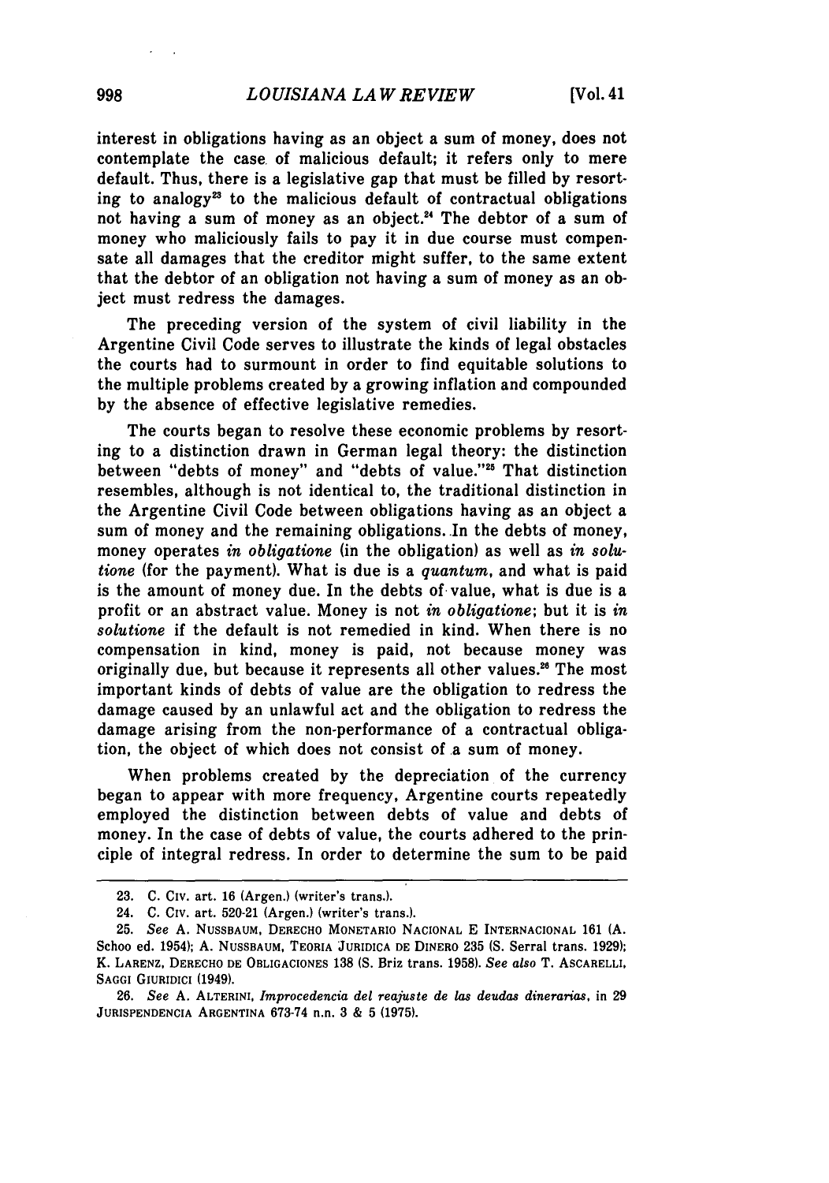interest in obligations having as an object a sum of money, does not contemplate the case of malicious default; it refers only to mere default. Thus, there is a legislative gap that must be filled by resorting to analogy[23] to the malicious default of contractual obligations not having a sum of money as an object.[24] The debtor of a sum of money who maliciously fails to pay it in due course must compensate all damages that the creditor might suffer, to the same extent that the debtor of an obligation not having a sum of money as an object must redress the damages.

The preceding version of the system of civil liability in the Argentine Civil Code serves to illustrate the kinds of legal obstacles the courts had to surmount in order to find equitable solutions to the multiple problems created by a growing inflation and compounded by the absence of effective legislative remedies.

The courts began to resolve these economic problems by resorting to a distinction drawn in German legal theory: the distinction between "debts of money" and "debts of value."[25] That distinction resembles, although is not identical to, the traditional distinction in the Argentine Civil Code between obligations having as an object a sum of money and the remaining obligations. In the debts of money, money operates *in obligatione* (in the obligation) as well as *in solutione* (for the payment). What is due is a *quantum*, and what is paid is the amount of money due. In the debts of value, what is due is a profit or an abstract value. Money is not *in obligatione*; but it is *in solutione* if the default is not remedied in kind. When there is no compensation in kind, money is paid, not because money was originally due, but because it represents all other values.[26] The most important kinds of debts of value are the obligation to redress the damage caused by an unlawful act and the obligation to redress the damage arising from the non-performance of a contractual obligation, the object of which does not consist of a sum of money.

When problems created by the depreciation of the currency began to appear with more frequency, Argentine courts repeatedly employed the distinction between debts of value and debts of money. In the case of debts of value, the courts adhered to the principle of integral redress. In order to determine the sum to be paid

---

23. C. CIV. art. 16 (Argen.) (writer's trans.).

24. C. CIV. art. 520-21 (Argen.) (writer's trans.).

25. *See* A. NUSSBAUM, DERECHO MONETARIO NACIONAL E INTERNACIONAL 161 (A. Schoo ed. 1954); A. NUSSBAUM, TEORIA JURIDICA DE DINERO 235 (S. Serral trans. 1929); K. LARENZ, DERECHO DE OBLIGACIONES 138 (S. Briz trans. 1958). *See also* T. ASCARELLI, SAGGI GIURIDICI (1949).

26. *See* A. ALTERINI, *Improcedencia del reajuste de las deudas dinerarias*, in 29 JURISPENDENCIA ARGENTINA 673-74 n.n. 3 & 5 (1975).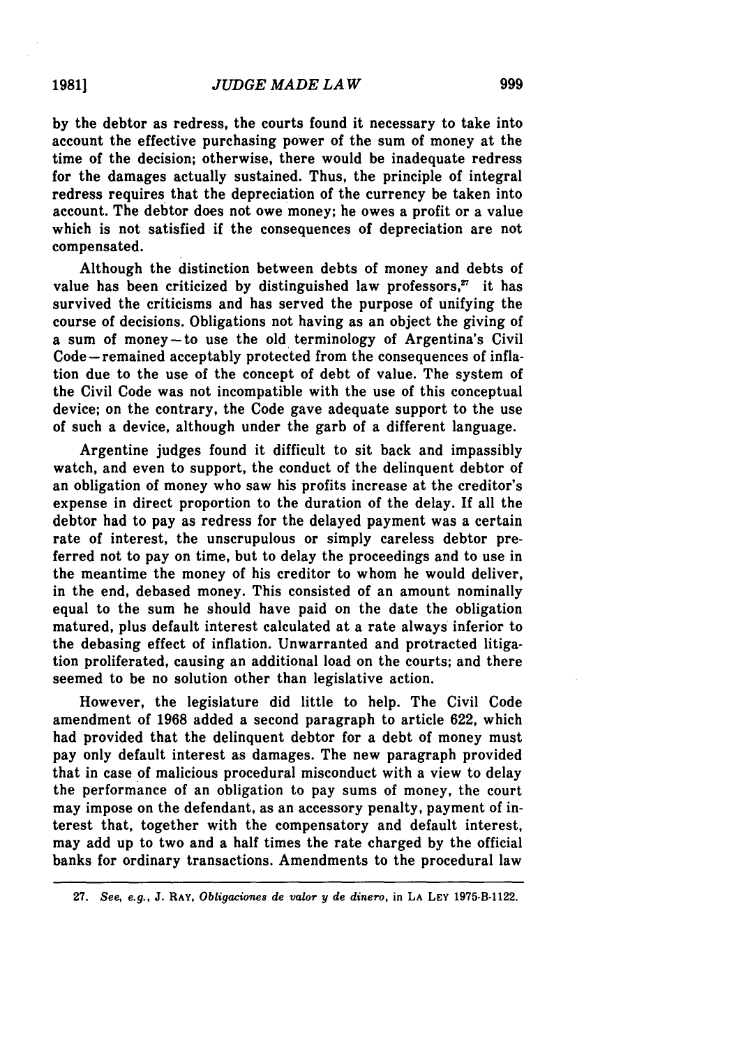by the debtor as redress, the courts found it necessary to take into account the effective purchasing power of the sum of money at the time of the decision; otherwise, there would be inadequate redress for the damages actually sustained. Thus, the principle of integral redress requires that the depreciation of the currency be taken into account. The debtor does not owe money; he owes a profit or a value which is not satisfied if the consequences of depreciation are not compensated.

Although the distinction between debts of money and debts of value has been criticized by distinguished law professors,[27] it has survived the criticisms and has served the purpose of unifying the course of decisions. Obligations not having as an object the giving of a sum of money—to use the old terminology of Argentina's Civil Code—remained acceptably protected from the consequences of inflation due to the use of the concept of debt of value. The system of the Civil Code was not incompatible with the use of this conceptual device; on the contrary, the Code gave adequate support to the use of such a device, although under the garb of a different language.

Argentine judges found it difficult to sit back and impassibly watch, and even to support, the conduct of the delinquent debtor of an obligation of money who saw his profits increase at the creditor's expense in direct proportion to the duration of the delay. If all the debtor had to pay as redress for the delayed payment was a certain rate of interest, the unscrupulous or simply careless debtor preferred not to pay on time, but to delay the proceedings and to use in the meantime the money of his creditor to whom he would deliver, in the end, debased money. This consisted of an amount nominally equal to the sum he should have paid on the date the obligation matured, plus default interest calculated at a rate always inferior to the debasing effect of inflation. Unwarranted and protracted litigation proliferated, causing an additional load on the courts; and there seemed to be no solution other than legislative action.

However, the legislature did little to help. The Civil Code amendment of 1968 added a second paragraph to article 622, which had provided that the delinquent debtor for a debt of money must pay only default interest as damages. The new paragraph provided that in case of malicious procedural misconduct with a view to delay the performance of an obligation to pay sums of money, the court may impose on the defendant, as an accessory penalty, payment of interest that, together with the compensatory and default interest, may add up to two and a half times the rate charged by the official banks for ordinary transactions. Amendments to the procedural law

---

27. *See, e.g.*, J. RAY, *Obligaciones de valor y de dinero*, in LA LEY 1975-B-1122.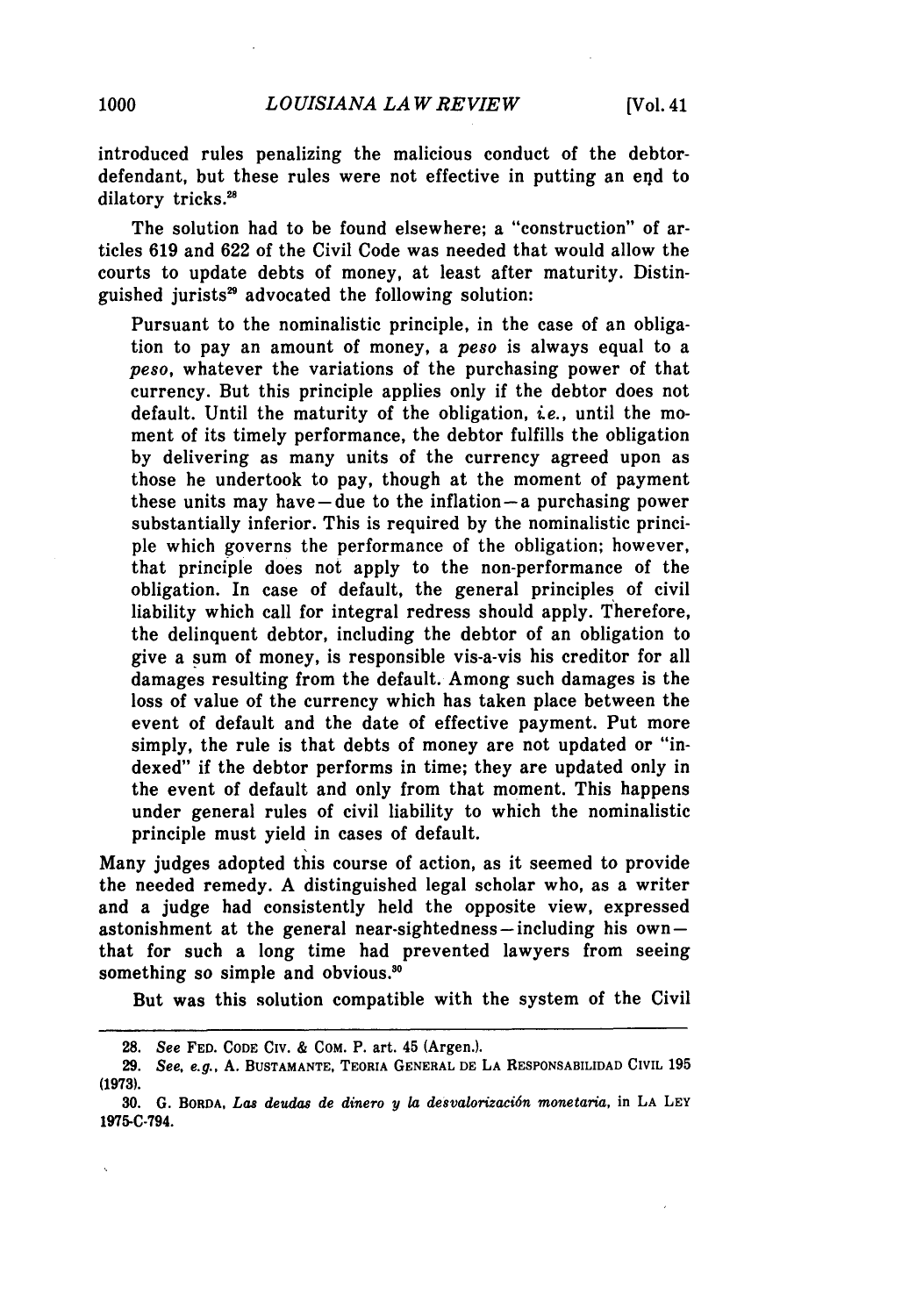introduced rules penalizing the malicious conduct of the debtor-defendant, but these rules were not effective in putting an end to dilatory tricks.[28]

The solution had to be found elsewhere; a "construction" of articles 619 and 622 of the Civil Code was needed that would allow the courts to update debts of money, at least after maturity. Distinguished jurists[29] advocated the following solution:

> Pursuant to the nominalistic principle, in the case of an obligation to pay an amount of money, a *peso* is always equal to a *peso*, whatever the variations of the purchasing power of that currency. But this principle applies only if the debtor does not default. Until the maturity of the obligation, *i.e.*, until the moment of its timely performance, the debtor fulfills the obligation by delivering as many units of the currency agreed upon as those he undertook to pay, though at the moment of payment these units may have—due to the inflation—a purchasing power substantially inferior. This is required by the nominalistic principle which governs the performance of the obligation; however, that principle does not apply to the non-performance of the obligation. In case of default, the general principles of civil liability which call for integral redress should apply. Therefore, the delinquent debtor, including the debtor of an obligation to give a sum of money, is responsible vis-a-vis his creditor for all damages resulting from the default. Among such damages is the loss of value of the currency which has taken place between the event of default and the date of effective payment. Put more simply, the rule is that debts of money are not updated or "indexed" if the debtor performs in time; they are updated only in the event of default and only from that moment. This happens under general rules of civil liability to which the nominalistic principle must yield in cases of default.

Many judges adopted this course of action, as it seemed to provide the needed remedy. A distinguished legal scholar who, as a writer and a judge had consistently held the opposite view, expressed astonishment at the general near-sightedness—including his own—that for such a long time had prevented lawyers from seeing something so simple and obvious.[30]

But was this solution compatible with the system of the Civil

---

28. *See* FED. CODE CIV. & COM. P. art. 45 (Argen.).

29. *See, e.g.*, A. BUSTAMANTE, TEORIA GENERAL DE LA RESPONSABILIDAD CIVIL 195 (1973).

30. G. BORDA, *Las deudas de dinero y la desvalorización monetaria*, in LA LEY 1975-C-794.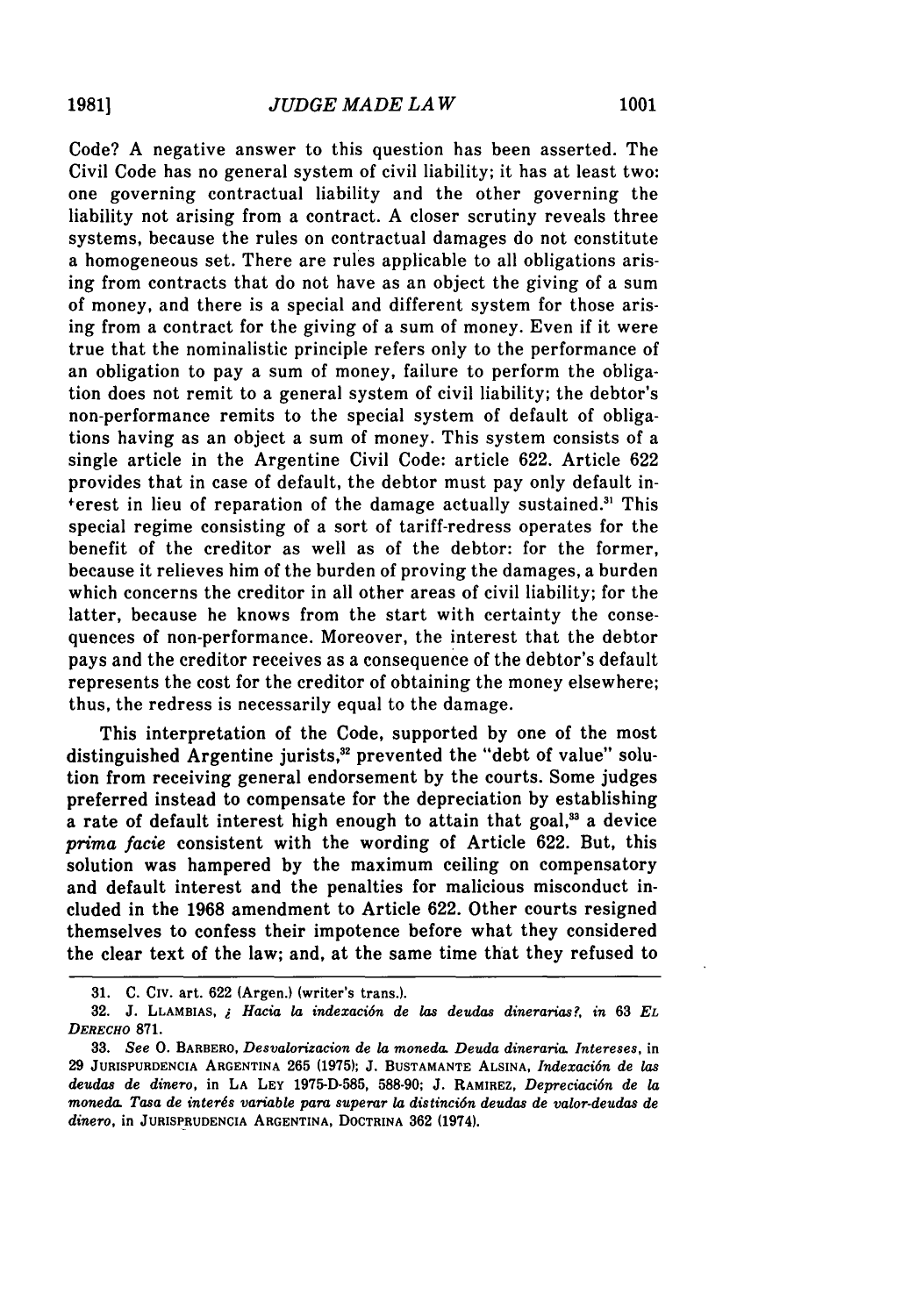Code? A negative answer to this question has been asserted. The Civil Code has no general system of civil liability; it has at least two: one governing contractual liability and the other governing the liability not arising from a contract. A closer scrutiny reveals three systems, because the rules on contractual damages do not constitute a homogeneous set. There are rules applicable to all obligations arising from contracts that do not have as an object the giving of a sum of money, and there is a special and different system for those arising from a contract for the giving of a sum of money. Even if it were true that the nominalistic principle refers only to the performance of an obligation to pay a sum of money, failure to perform the obligation does not remit to a general system of civil liability; the debtor's non-performance remits to the special system of default of obligations having as an object a sum of money. This system consists of a single article in the Argentine Civil Code: article 622. Article 622 provides that in case of default, the debtor must pay only default interest in lieu of reparation of the damage actually sustained.[31] This special regime consisting of a sort of tariff-redress operates for the benefit of the creditor as well as of the debtor: for the former, because it relieves him of the burden of proving the damages, a burden which concerns the creditor in all other areas of civil liability; for the latter, because he knows from the start with certainty the consequences of non-performance. Moreover, the interest that the debtor pays and the creditor receives as a consequence of the debtor's default represents the cost for the creditor of obtaining the money elsewhere; thus, the redress is necessarily equal to the damage.

This interpretation of the Code, supported by one of the most distinguished Argentine jurists,[32] prevented the "debt of value" solution from receiving general endorsement by the courts. Some judges preferred instead to compensate for the depreciation by establishing a rate of default interest high enough to attain that goal,[33] a device *prima facie* consistent with the wording of Article 622. But, this solution was hampered by the maximum ceiling on compensatory and default interest and the penalties for malicious misconduct included in the 1968 amendment to Article 622. Other courts resigned themselves to confess their impotence before what they considered the clear text of the law; and, at the same time that they refused to

---

31. C. Civ. art. 622 (Argen.) (writer's trans.).

32. J. Llambias, *¿ Hacia la indexación de las deudas dinerarias?, in* 63 El Derecho 871.

33. *See* O. Barbero, *Desvalorizacion de la moneda. Deuda dineraria. Intereses,* in 29 Jurispurdencia Argentina 265 (1975); J. Bustamante Alsina, *Indexación de las deudas de dinero,* in La Ley 1975-D-585, 588-90; J. Ramirez, *Depreciación de la moneda. Tasa de interés variable para superar la distinción deudas de valor-deudas de dinero,* in Jurisprudencia Argentina, Doctrina 362 (1974).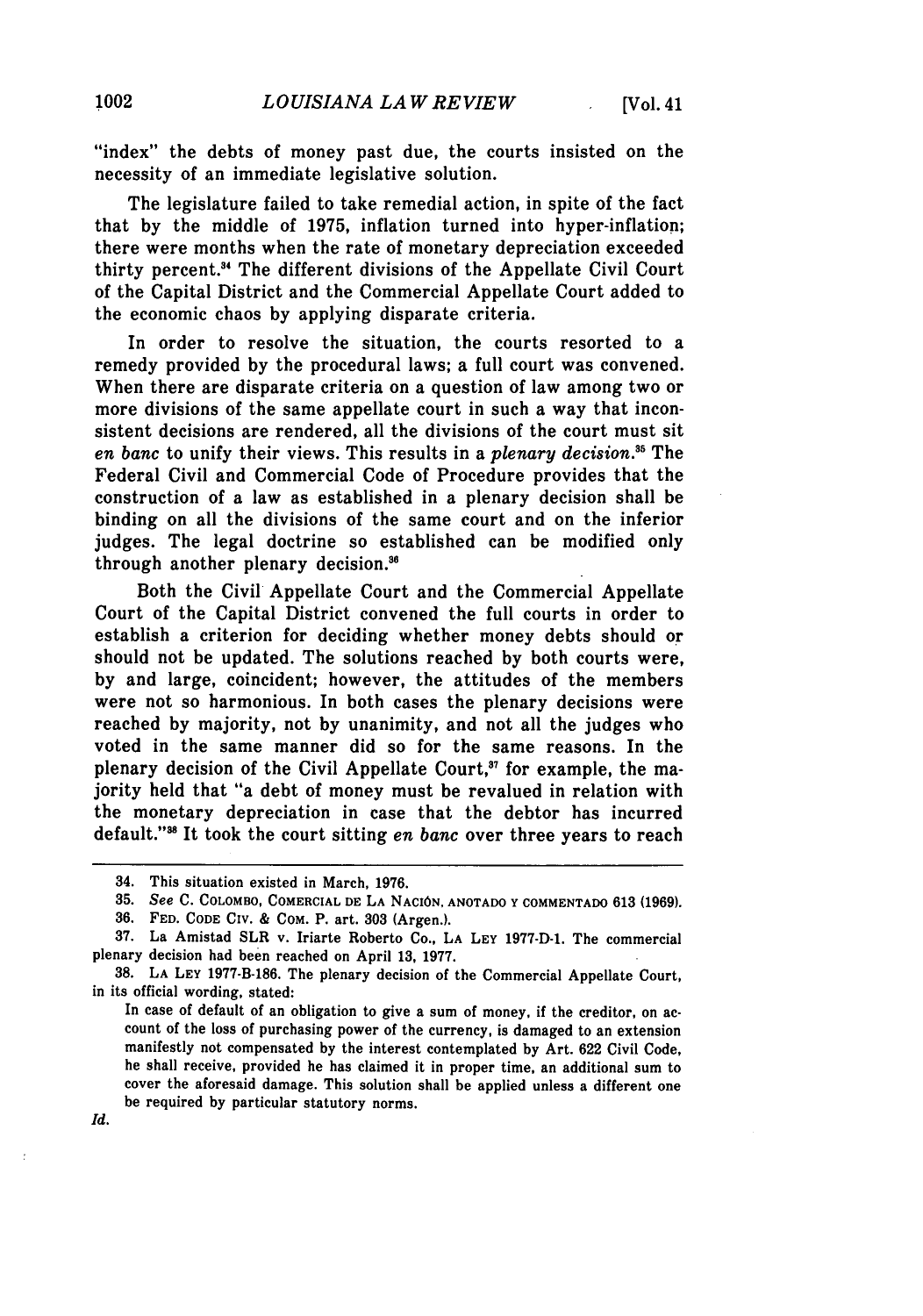"index" the debts of money past due, the courts insisted on the necessity of an immediate legislative solution.

The legislature failed to take remedial action, in spite of the fact that by the middle of 1975, inflation turned into hyper-inflation; there were months when the rate of monetary depreciation exceeded thirty percent.[34] The different divisions of the Appellate Civil Court of the Capital District and the Commercial Appellate Court added to the economic chaos by applying disparate criteria.

In order to resolve the situation, the courts resorted to a remedy provided by the procedural laws; a full court was convened. When there are disparate criteria on a question of law among two or more divisions of the same appellate court in such a way that inconsistent decisions are rendered, all the divisions of the court must sit *en banc* to unify their views. This results in a *plenary decision*.[35] The Federal Civil and Commercial Code of Procedure provides that the construction of a law as established in a plenary decision shall be binding on all the divisions of the same court and on the inferior judges. The legal doctrine so established can be modified only through another plenary decision.[36]

Both the Civil Appellate Court and the Commercial Appellate Court of the Capital District convened the full courts in order to establish a criterion for deciding whether money debts should or should not be updated. The solutions reached by both courts were, by and large, coincident; however, the attitudes of the members were not so harmonious. In both cases the plenary decisions were reached by majority, not by unanimity, and not all the judges who voted in the same manner did so for the same reasons. In the plenary decision of the Civil Appellate Court,[37] for example, the majority held that "a debt of money must be revalued in relation with the monetary depreciation in case that the debtor has incurred default."[38] It took the court sitting *en banc* over three years to reach

---

34. This situation existed in March, 1976.

35. *See* C. COLOMBO, COMERCIAL DE LA NACIÓN, ANOTADO Y COMMENTADO 613 (1969).

36. FED. CODE CIV. & COM. P. art. 303 (Argen.).

37. La Amistad SLR v. Iriarte Roberto Co., LA LEY 1977-D-1. The commercial plenary decision had been reached on April 13, 1977.

38. LA LEY 1977-B-186. The plenary decision of the Commercial Appellate Court, in its official wording, stated:

> In case of default of an obligation to give a sum of money, if the creditor, on account of the loss of purchasing power of the currency, is damaged to an extension manifestly not compensated by the interest contemplated by Art. 622 Civil Code, he shall receive, provided he has claimed it in proper time, an additional sum to cover the aforesaid damage. This solution shall be applied unless a different one be required by particular statutory norms.

*Id.*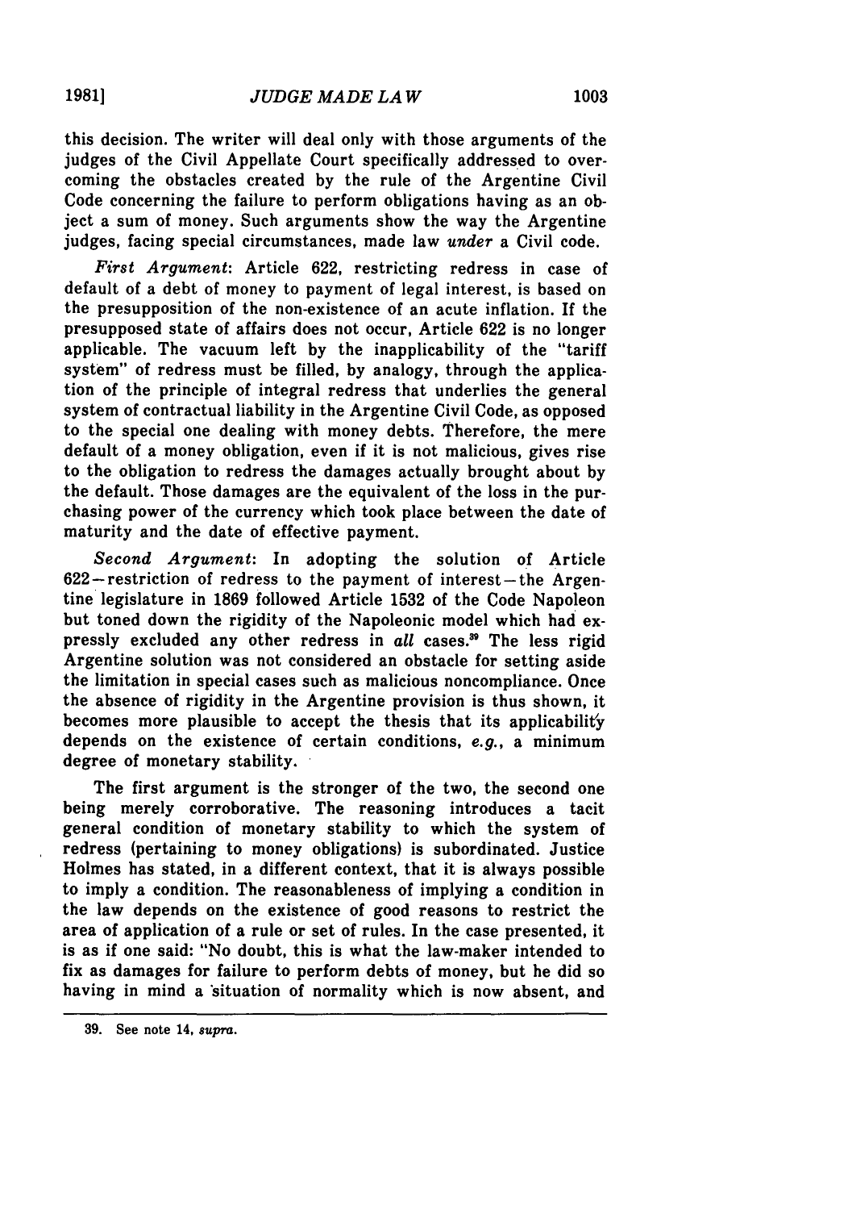this decision. The writer will deal only with those arguments of the judges of the Civil Appellate Court specifically addressed to overcoming the obstacles created by the rule of the Argentine Civil Code concerning the failure to perform obligations having as an object a sum of money. Such arguments show the way the Argentine judges, facing special circumstances, made law *under* a Civil code.

*First Argument*: Article 622, restricting redress in case of default of a debt of money to payment of legal interest, is based on the presupposition of the non-existence of an acute inflation. If the presupposed state of affairs does not occur, Article 622 is no longer applicable. The vacuum left by the inapplicability of the "tariff system" of redress must be filled, by analogy, through the application of the principle of integral redress that underlies the general system of contractual liability in the Argentine Civil Code, as opposed to the special one dealing with money debts. Therefore, the mere default of a money obligation, even if it is not malicious, gives rise to the obligation to redress the damages actually brought about by the default. Those damages are the equivalent of the loss in the purchasing power of the currency which took place between the date of maturity and the date of effective payment.

*Second Argument*: In adopting the solution of Article 622—restriction of redress to the payment of interest—the Argentine legislature in 1869 followed Article 1532 of the Code Napoleon but toned down the rigidity of the Napoleonic model which had expressly excluded any other redress in *all* cases.[39] The less rigid Argentine solution was not considered an obstacle for setting aside the limitation in special cases such as malicious noncompliance. Once the absence of rigidity in the Argentine provision is thus shown, it becomes more plausible to accept the thesis that its applicability depends on the existence of certain conditions, *e.g.*, a minimum degree of monetary stability.

The first argument is the stronger of the two, the second one being merely corroborative. The reasoning introduces a tacit general condition of monetary stability to which the system of redress (pertaining to money obligations) is subordinated. Justice Holmes has stated, in a different context, that it is always possible to imply a condition. The reasonableness of implying a condition in the law depends on the existence of good reasons to restrict the area of application of a rule or set of rules. In the case presented, it is as if one said: "No doubt, this is what the law-maker intended to fix as damages for failure to perform debts of money, but he did so having in mind a situation of normality which is now absent, and

39. See note 14, *supra*.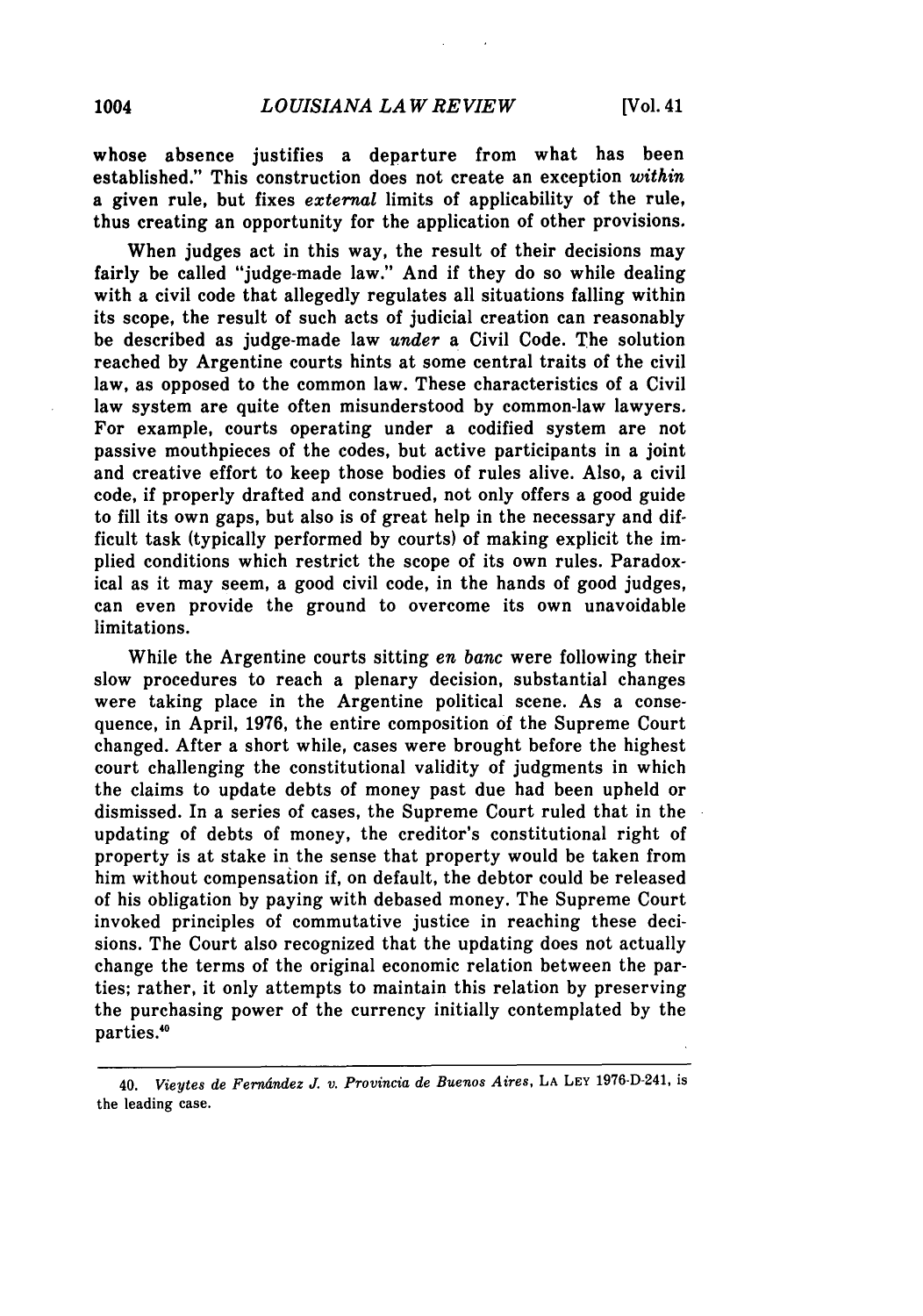whose absence justifies a departure from what has been established." This construction does not create an exception *within* a given rule, but fixes *external* limits of applicability of the rule, thus creating an opportunity for the application of other provisions.

When judges act in this way, the result of their decisions may fairly be called "judge-made law." And if they do so while dealing with a civil code that allegedly regulates all situations falling within its scope, the result of such acts of judicial creation can reasonably be described as judge-made law *under* a Civil Code. The solution reached by Argentine courts hints at some central traits of the civil law, as opposed to the common law. These characteristics of a Civil law system are quite often misunderstood by common-law lawyers. For example, courts operating under a codified system are not passive mouthpieces of the codes, but active participants in a joint and creative effort to keep those bodies of rules alive. Also, a civil code, if properly drafted and construed, not only offers a good guide to fill its own gaps, but also is of great help in the necessary and difficult task (typically performed by courts) of making explicit the implied conditions which restrict the scope of its own rules. Paradoxical as it may seem, a good civil code, in the hands of good judges, can even provide the ground to overcome its own unavoidable limitations.

While the Argentine courts sitting *en banc* were following their slow procedures to reach a plenary decision, substantial changes were taking place in the Argentine political scene. As a consequence, in April, 1976, the entire composition of the Supreme Court changed. After a short while, cases were brought before the highest court challenging the constitutional validity of judgments in which the claims to update debts of money past due had been upheld or dismissed. In a series of cases, the Supreme Court ruled that in the updating of debts of money, the creditor's constitutional right of property is at stake in the sense that property would be taken from him without compensation if, on default, the debtor could be released of his obligation by paying with debased money. The Supreme Court invoked principles of commutative justice in reaching these decisions. The Court also recognized that the updating does not actually change the terms of the original economic relation between the parties; rather, it only attempts to maintain this relation by preserving the purchasing power of the currency initially contemplated by the parties.[40]

---

40. *Vieytes de Fernández J. v. Provincia de Buenos Aires*, LA LEY 1976-D-241, is the leading case.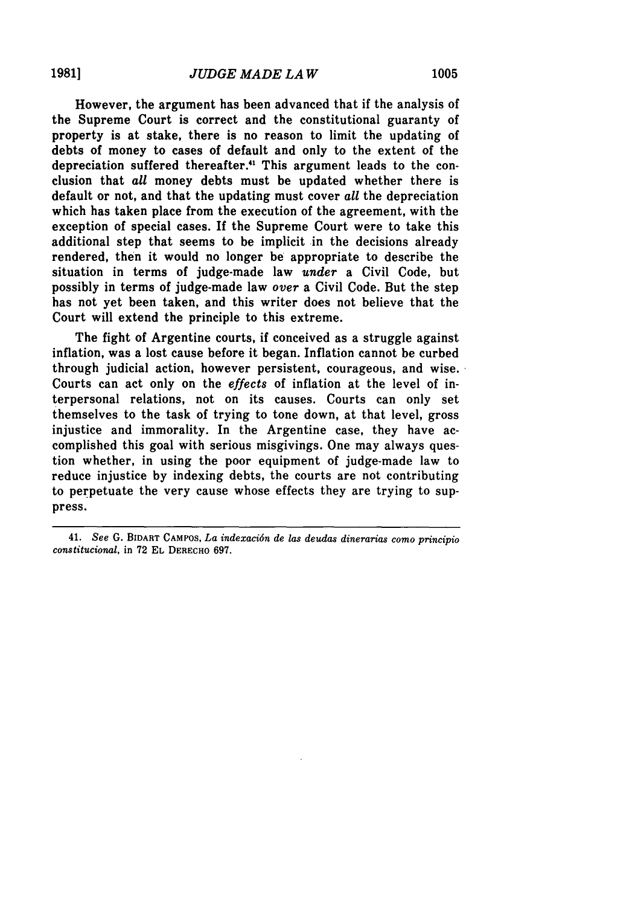However, the argument has been advanced that if the analysis of the Supreme Court is correct and the constitutional guaranty of property is at stake, there is no reason to limit the updating of debts of money to cases of default and only to the extent of the depreciation suffered thereafter.[41] This argument leads to the conclusion that *all* money debts must be updated whether there is default or not, and that the updating must cover *all* the depreciation which has taken place from the execution of the agreement, with the exception of special cases. If the Supreme Court were to take this additional step that seems to be implicit in the decisions already rendered, then it would no longer be appropriate to describe the situation in terms of judge-made law *under* a Civil Code, but possibly in terms of judge-made law *over* a Civil Code. But the step has not yet been taken, and this writer does not believe that the Court will extend the principle to this extreme.

The fight of Argentine courts, if conceived as a struggle against inflation, was a lost cause before it began. Inflation cannot be curbed through judicial action, however persistent, courageous, and wise. Courts can act only on the *effects* of inflation at the level of interpersonal relations, not on its causes. Courts can only set themselves to the task of trying to tone down, at that level, gross injustice and immorality. In the Argentine case, they have accomplished this goal with serious misgivings. One may always question whether, in using the poor equipment of judge-made law to reduce injustice by indexing debts, the courts are not contributing to perpetuate the very cause whose effects they are trying to suppress.

---

41. *See* G. BIDART CAMPOS, *La indexación de las deudas dinerarias como principio constitucional*, in 72 EL DERECHO 697.